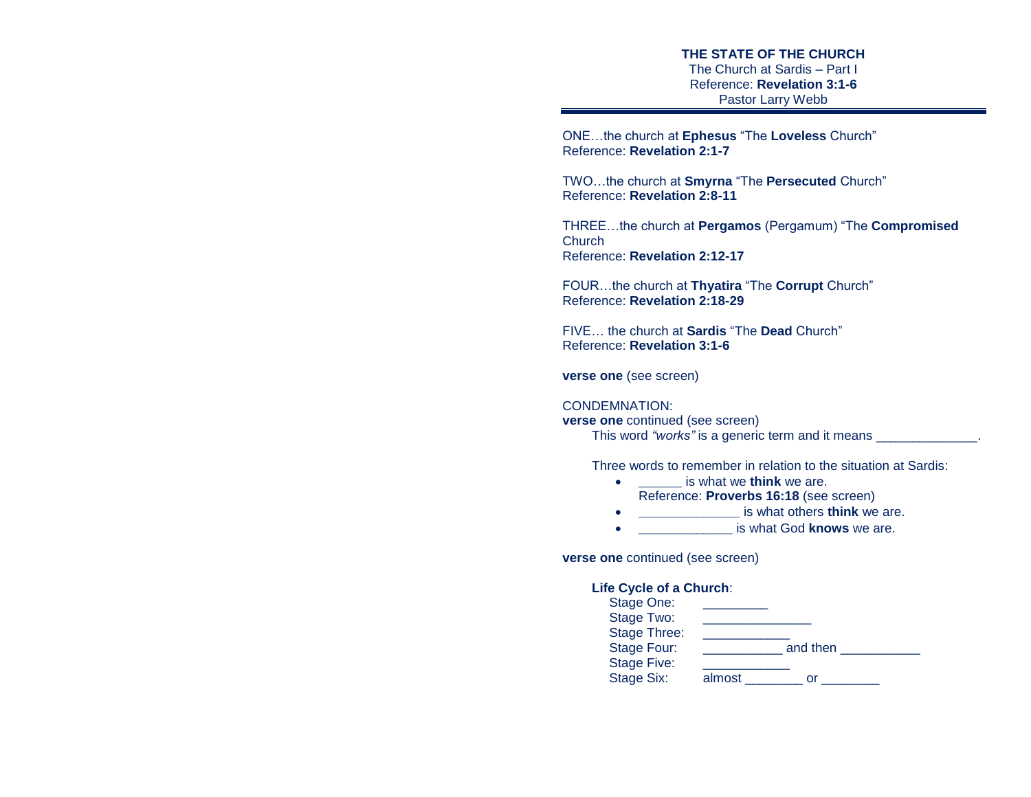**THE STATE OF THE CHURCH**
The Church at Sardis – Part I
Reference: **Revelation 3:1-6**
Pastor Larry Webb

---

ONE…the church at **Ephesus** "The **Loveless** Church"
Reference: **Revelation 2:1-7**

TWO…the church at **Smyrna** "The **Persecuted** Church"
Reference: **Revelation 2:8-11**

THREE…the church at **Pergamos** (Pergamum) "The **Compromised** Church
Reference: **Revelation 2:12-17**

FOUR…the church at **Thyatira** "The **Corrupt** Church"
Reference: **Revelation 2:18-29**

FIVE… the church at **Sardis** "The **Dead** Church"
Reference: **Revelation 3:1-6**

**verse one** (see screen)

CONDEMNATION:
**verse one** continued (see screen)
This word *"works"* is a generic term and it means _____________.

Three words to remember in relation to the situation at Sardis:

- ______ is what we **think** we are.
  Reference: **Proverbs 16:18** (see screen)
- ______________ is what others **think** we are.
- _____________ is what God **knows** we are.

**verse one** continued (see screen)

**Life Cycle of a Church**:
Stage One: _________
Stage Two: _______________
Stage Three: ____________
Stage Four: ___________ and then ___________
Stage Five: ____________
Stage Six: almost ________ or ________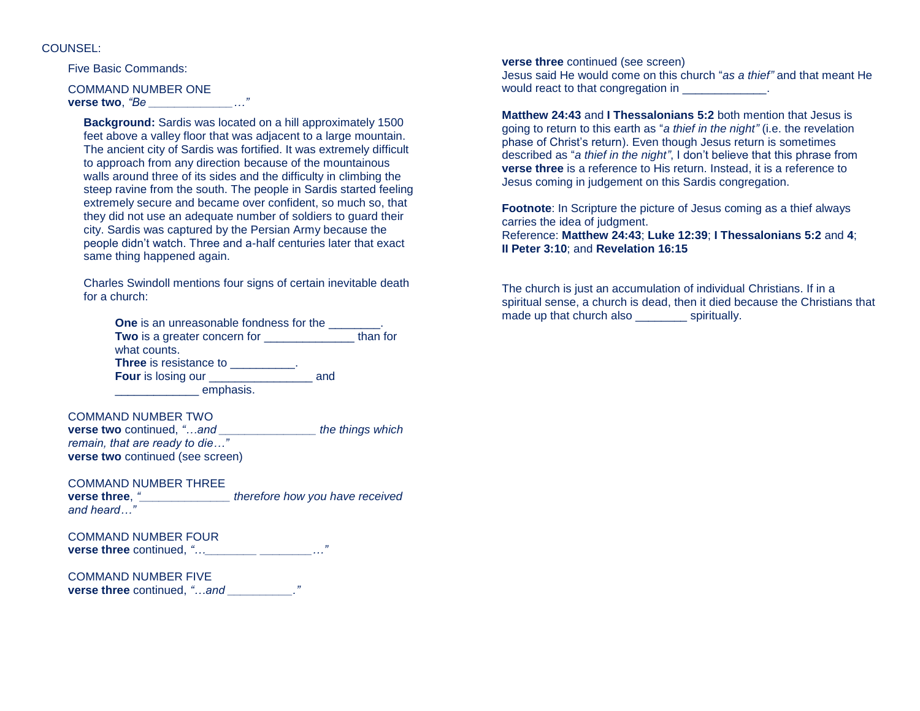COUNSEL:

Five Basic Commands:

COMMAND NUMBER ONE
**verse two**, *"Be _____________…"*

**Background:** Sardis was located on a hill approximately 1500 feet above a valley floor that was adjacent to a large mountain. The ancient city of Sardis was fortified. It was extremely difficult to approach from any direction because of the mountainous walls around three of its sides and the difficulty in climbing the steep ravine from the south. The people in Sardis started feeling extremely secure and became over confident, so much so, that they did not use an adequate number of soldiers to guard their city. Sardis was captured by the Persian Army because the people didn't watch. Three and a-half centuries later that exact same thing happened again.

Charles Swindoll mentions four signs of certain inevitable death for a church:

**One** is an unreasonable fondness for the ________.
**Two** is a greater concern for ______________ than for what counts.
**Three** is resistance to __________.
**Four** is losing our ________________ and _____________ emphasis.

COMMAND NUMBER TWO
**verse two** continued, *"…and _______________ the things which remain, that are ready to die…"*
**verse two** continued (see screen)

COMMAND NUMBER THREE
**verse three**, *"______________ therefore how you have received and heard…"*

COMMAND NUMBER FOUR
**verse three** continued, *"…________ ________…"*

COMMAND NUMBER FIVE
**verse three** continued, *"…and __________."*

**verse three** continued (see screen)
Jesus said He would come on this church "*as a thief"* and that meant He would react to that congregation in _____________.

**Matthew 24:43** and **I Thessalonians 5:2** both mention that Jesus is going to return to this earth as "*a thief in the night"* (i.e. the revelation phase of Christ's return). Even though Jesus return is sometimes described as "*a thief in the night"*, I don't believe that this phrase from **verse three** is a reference to His return. Instead, it is a reference to Jesus coming in judgement on this Sardis congregation.

**Footnote**: In Scripture the picture of Jesus coming as a thief always carries the idea of judgment.
Reference: **Matthew 24:43**; **Luke 12:39**; **I Thessalonians 5:2** and **4**; **II Peter 3:10**; and **Revelation 16:15**

The church is just an accumulation of individual Christians. If in a spiritual sense, a church is dead, then it died because the Christians that made up that church also ________ spiritually.